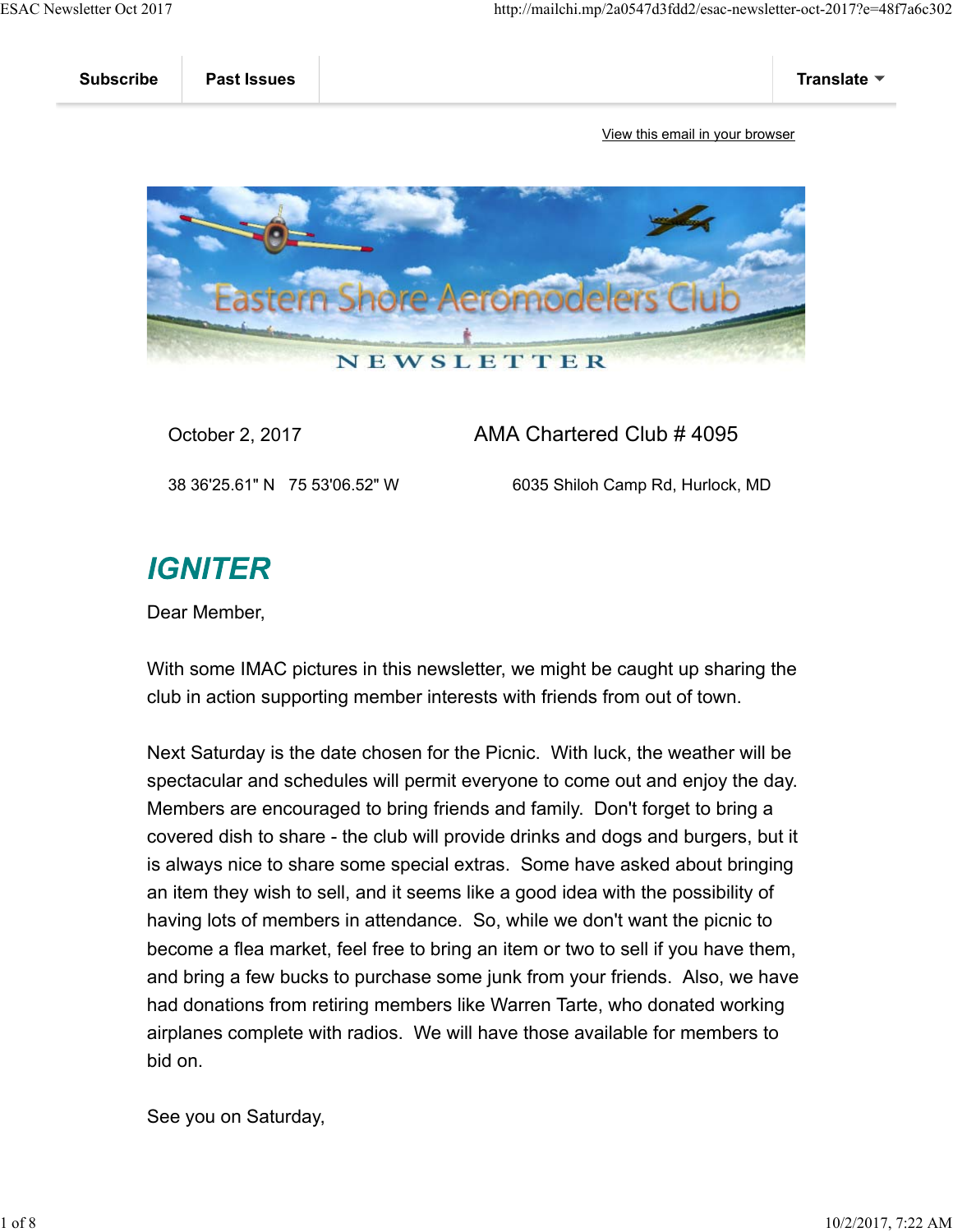Subscribe | Past Issues | Translate

View this email in your browser

Eastern Shore Aeromodelers Club

NEWSLETTER

October 2, 2017 — AMA Chartered Club # 4095

38 36'25.61" N   75 53'06.52" W — 6035 Shiloh Camp Rd, Hurlock, MD

## *IGNITER*

Dear Member,

With some IMAC pictures in this newsletter, we might be caught up sharing the club in action supporting member interests with friends from out of town.

Next Saturday is the date chosen for the Picnic. With luck, the weather will be spectacular and schedules will permit everyone to come out and enjoy the day. Members are encouraged to bring friends and family. Don't forget to bring a covered dish to share - the club will provide drinks and dogs and burgers, but it is always nice to share some special extras. Some have asked about bringing an item they wish to sell, and it seems like a good idea with the possibility of having lots of members in attendance. So, while we don't want the picnic to become a flea market, feel free to bring an item or two to sell if you have them, and bring a few bucks to purchase some junk from your friends. Also, we have had donations from retiring members like Warren Tarte, who donated working airplanes complete with radios. We will have those available for members to bid on.

See you on Saturday,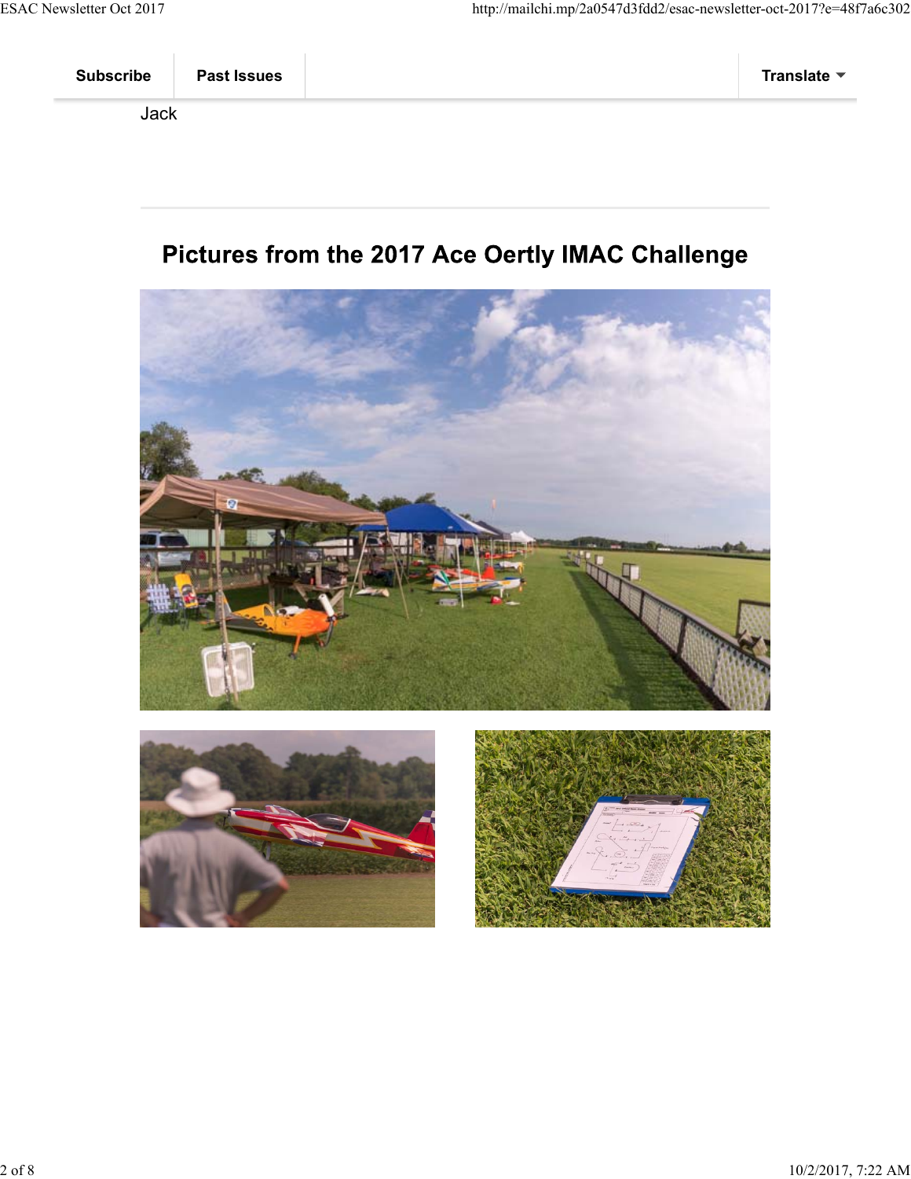Subscribe | Past Issues | Translate

Jack

## Pictures from the 2017 Ace Oertly IMAC Challenge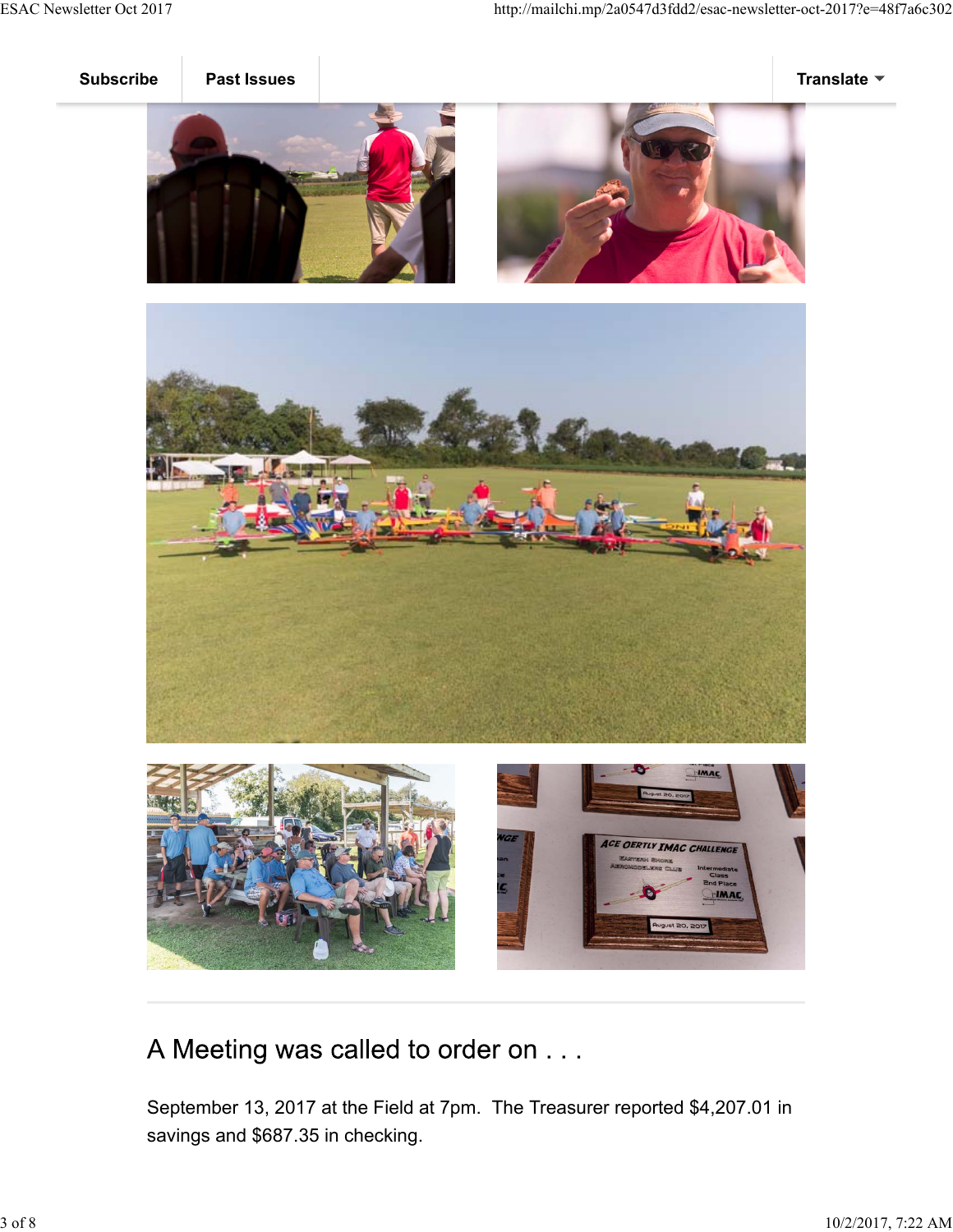Subscribe | Past Issues | Translate

## A Meeting was called to order on . . .

September 13, 2017 at the Field at 7pm. The Treasurer reported $4,207.01 in savings and $687.35 in checking.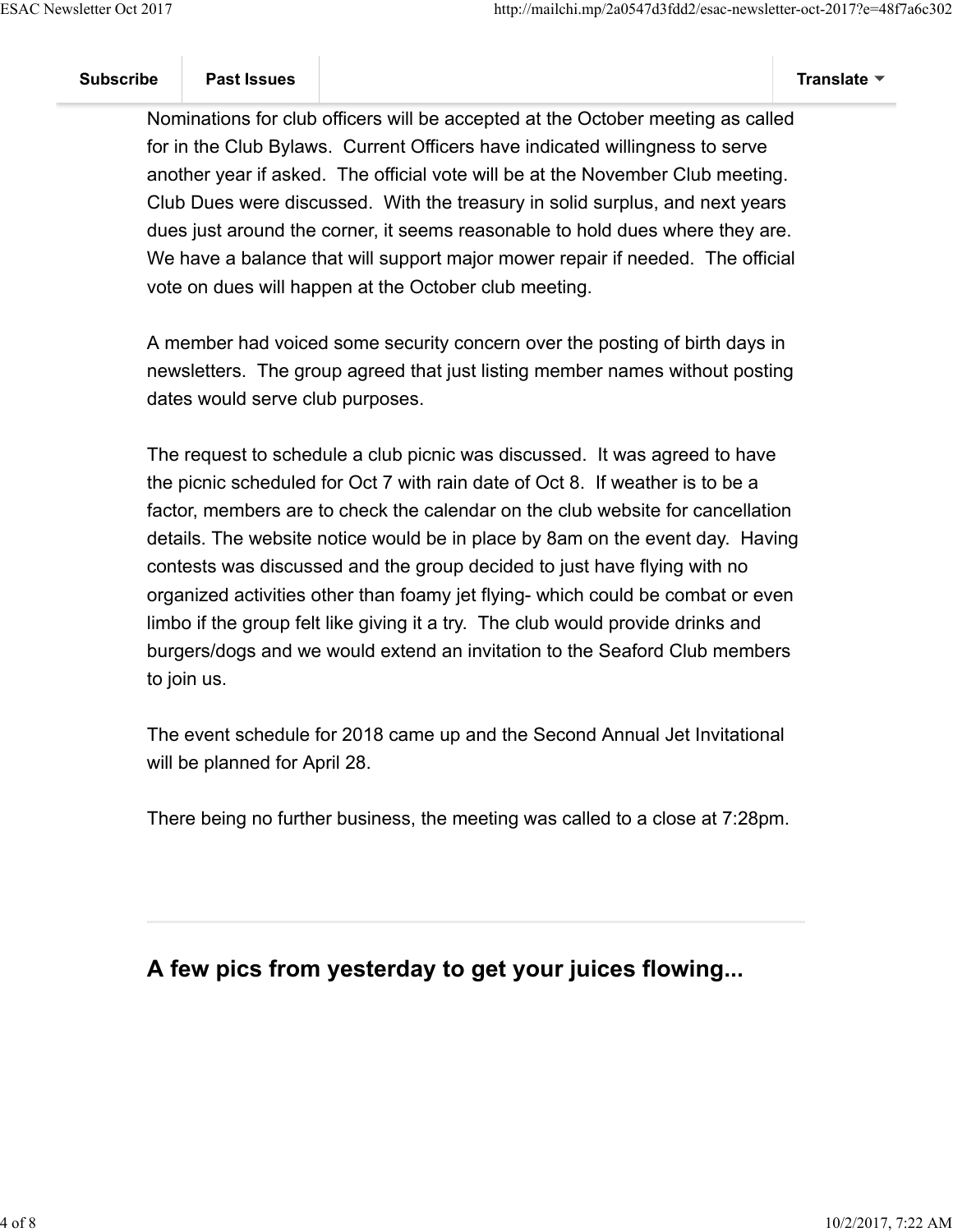Nominations for club officers will be accepted at the October meeting as called for in the Club Bylaws. Current Officers have indicated willingness to serve another year if asked. The official vote will be at the November Club meeting. Club Dues were discussed. With the treasury in solid surplus, and next years dues just around the corner, it seems reasonable to hold dues where they are. We have a balance that will support major mower repair if needed. The official vote on dues will happen at the October club meeting.

A member had voiced some security concern over the posting of birth days in newsletters. The group agreed that just listing member names without posting dates would serve club purposes.

The request to schedule a club picnic was discussed. It was agreed to have the picnic scheduled for Oct 7 with rain date of Oct 8. If weather is to be a factor, members are to check the calendar on the club website for cancellation details. The website notice would be in place by 8am on the event day. Having contests was discussed and the group decided to just have flying with no organized activities other than foamy jet flying- which could be combat or even limbo if the group felt like giving it a try. The club would provide drinks and burgers/dogs and we would extend an invitation to the Seaford Club members to join us.

The event schedule for 2018 came up and the Second Annual Jet Invitational will be planned for April 28.

There being no further business, the meeting was called to a close at 7:28pm.

---

## A few pics from yesterday to get your juices flowing...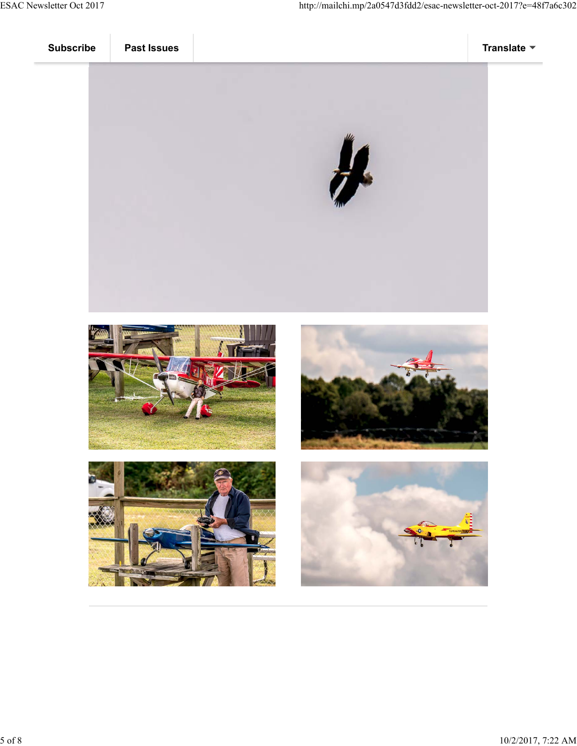Subscribe | Past Issues | Translate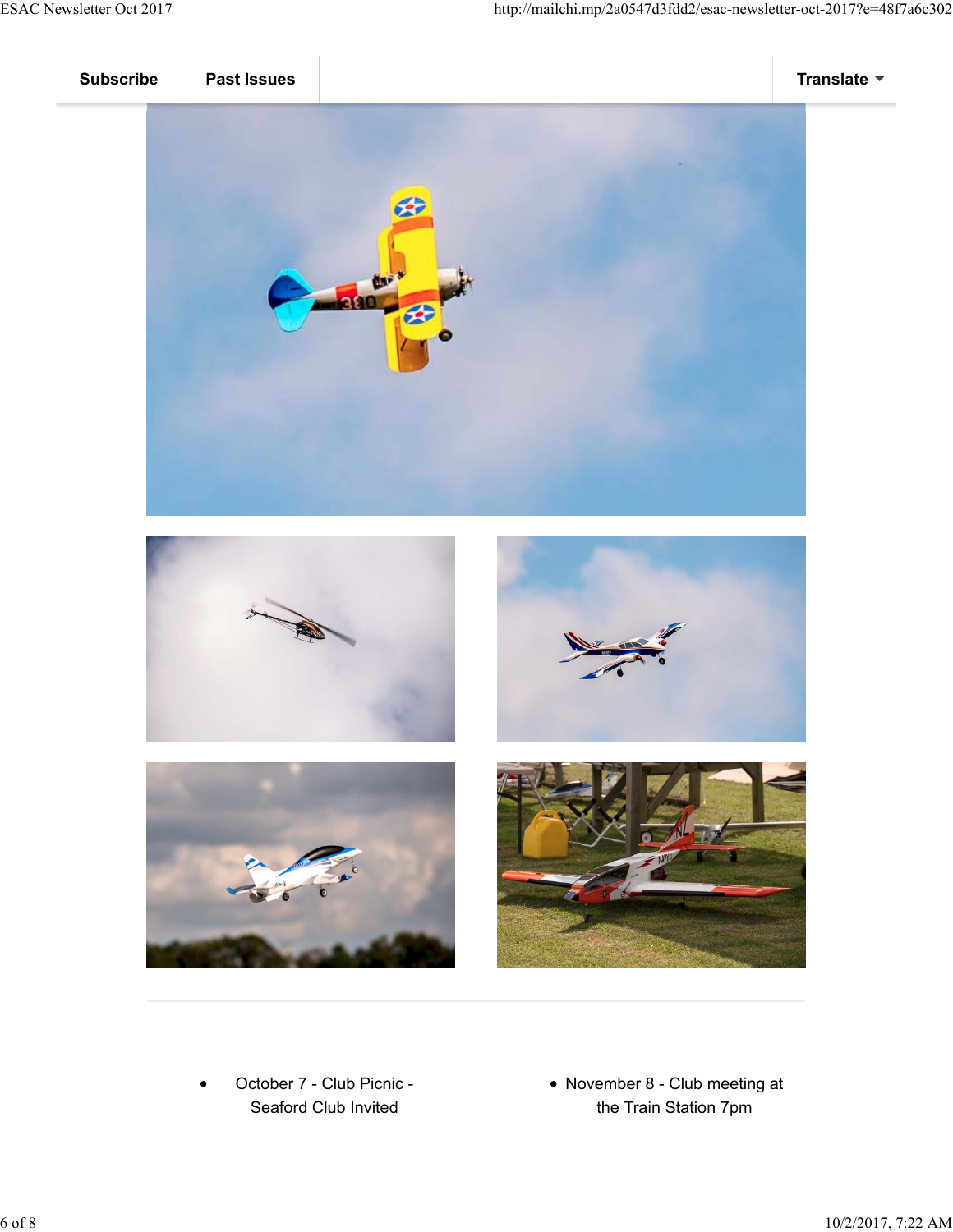Subscribe | Past Issues | Translate

- October 7 - Club Picnic - Seaford Club Invited

- November 8 - Club meeting at the Train Station 7pm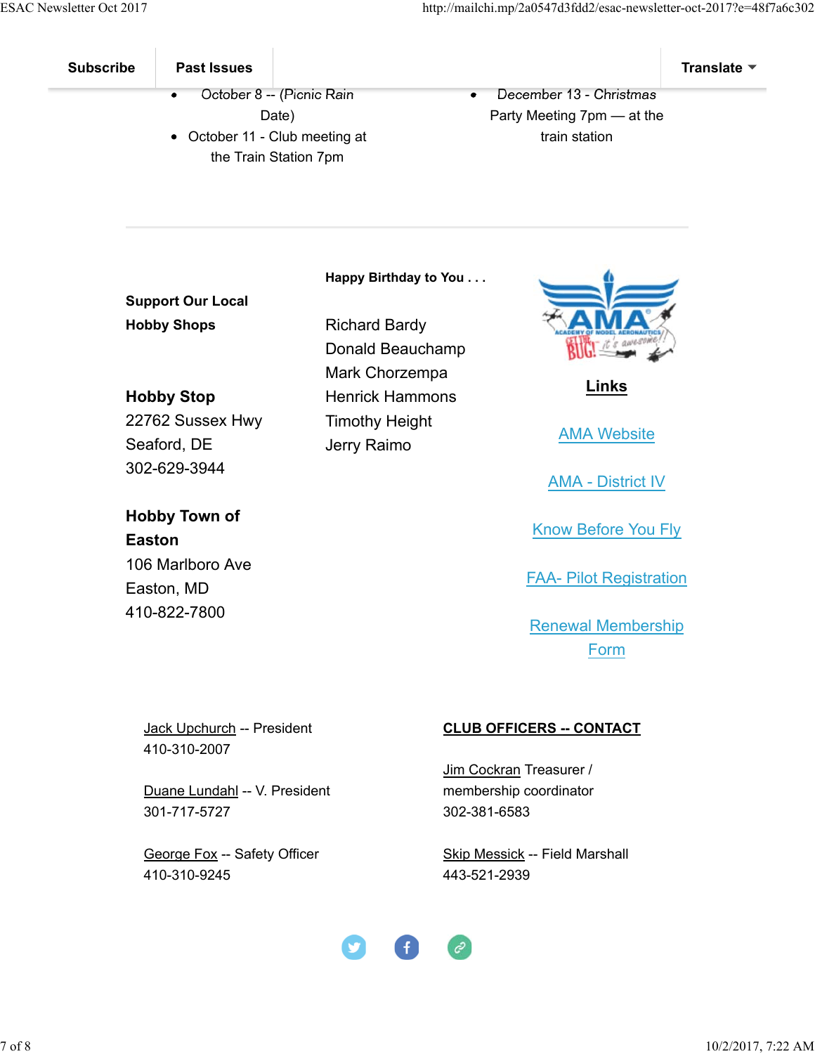Subscribe | Past Issues | Translate

- October 8 -- (Picnic Rain Date)
- October 11 - Club meeting at the Train Station 7pm
- December 13 - Christmas Party Meeting 7pm — at the train station

---

**Support Our Local Hobby Shops**

**Hobby Stop**
22762 Sussex Hwy
Seaford, DE
302-629-3944

**Hobby Town of Easton**
106 Marlboro Ave
Easton, MD
410-822-7800

**Happy Birthday to You . . .**

Richard Bardy
Donald Beauchamp
Mark Chorzempa
Henrick Hammons
Timothy Height
Jerry Raimo

**Links**

AMA Website

AMA - District IV

Know Before You Fly

FAA- Pilot Registration

Renewal Membership Form

**CLUB OFFICERS -- CONTACT**

Jack Upchurch -- President
410-310-2007

Duane Lundahl -- V. President
301-717-5727

George Fox -- Safety Officer
410-310-9245

Jim Cockran Treasurer / membership coordinator
302-381-6583

Skip Messick -- Field Marshall
443-521-2939